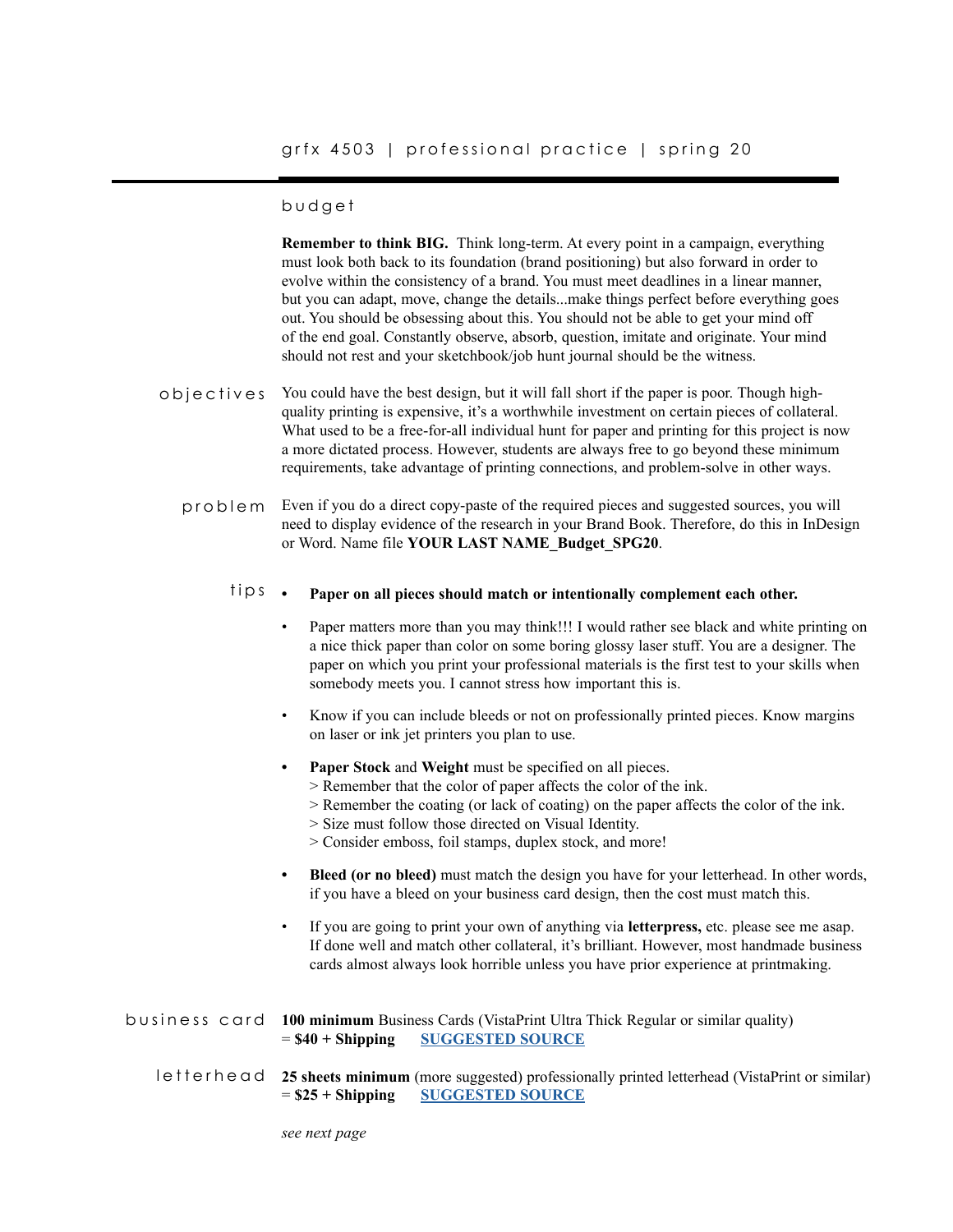# grfx 4503 | professional practice | spring 20

## budget

**Remember to think BIG.** Think long-term. At every point in a campaign, everything must look both back to its foundation (brand positioning) but also forward in order to evolve within the consistency of a brand. You must meet deadlines in a linear manner, but you can adapt, move, change the details...make things perfect before everything goes out. You should be obsessing about this. You should not be able to get your mind off of the end goal. Constantly observe, absorb, question, imitate and originate. Your mind should not rest and your sketchbook/job hunt journal should be the witness.

### objectives

You could have the best design, but it will fall short if the paper is poor. Though high-quality printing is expensive, it's a worthwhile investment on certain pieces of collateral. What used to be a free-for-all individual hunt for paper and printing for this project is now a more dictated process. However, students are always free to go beyond these minimum requirements, take advantage of printing connections, and problem-solve in other ways.

### problem

Even if you do a direct copy-paste of the required pieces and suggested sources, you will need to display evidence of the research in your Brand Book. Therefore, do this in InDesign or Word. Name file **YOUR LAST NAME_Budget_SPG20**.

### tips

- **Paper on all pieces should match or intentionally complement each other.**
- Paper matters more than you may think!!! I would rather see black and white printing on a nice thick paper than color on some boring glossy laser stuff. You are a designer. The paper on which you print your professional materials is the first test to your skills when somebody meets you. I cannot stress how important this is.
- Know if you can include bleeds or not on professionally printed pieces. Know margins on laser or ink jet printers you plan to use.
- **Paper Stock** and **Weight** must be specified on all pieces.
  > Remember that the color of paper affects the color of the ink.
  > Remember the coating (or lack of coating) on the paper affects the color of the ink.
  > Size must follow those directed on Visual Identity.
  > Consider emboss, foil stamps, duplex stock, and more!
- **Bleed (or no bleed)** must match the design you have for your letterhead. In other words, if you have a bleed on your business card design, then the cost must match this.
- If you are going to print your own of anything via **letterpress,** etc. please see me asap. If done well and match other collateral, it's brilliant. However, most handmade business cards almost always look horrible unless you have prior experience at printmaking.

### business card

**100 minimum** Business Cards (VistaPrint Ultra Thick Regular or similar quality)
= **$40 + Shipping** **SUGGESTED SOURCE**

### letterhead

**25 sheets minimum** (more suggested) professionally printed letterhead (VistaPrint or similar)
= **$25 + Shipping** **SUGGESTED SOURCE**

*see next page*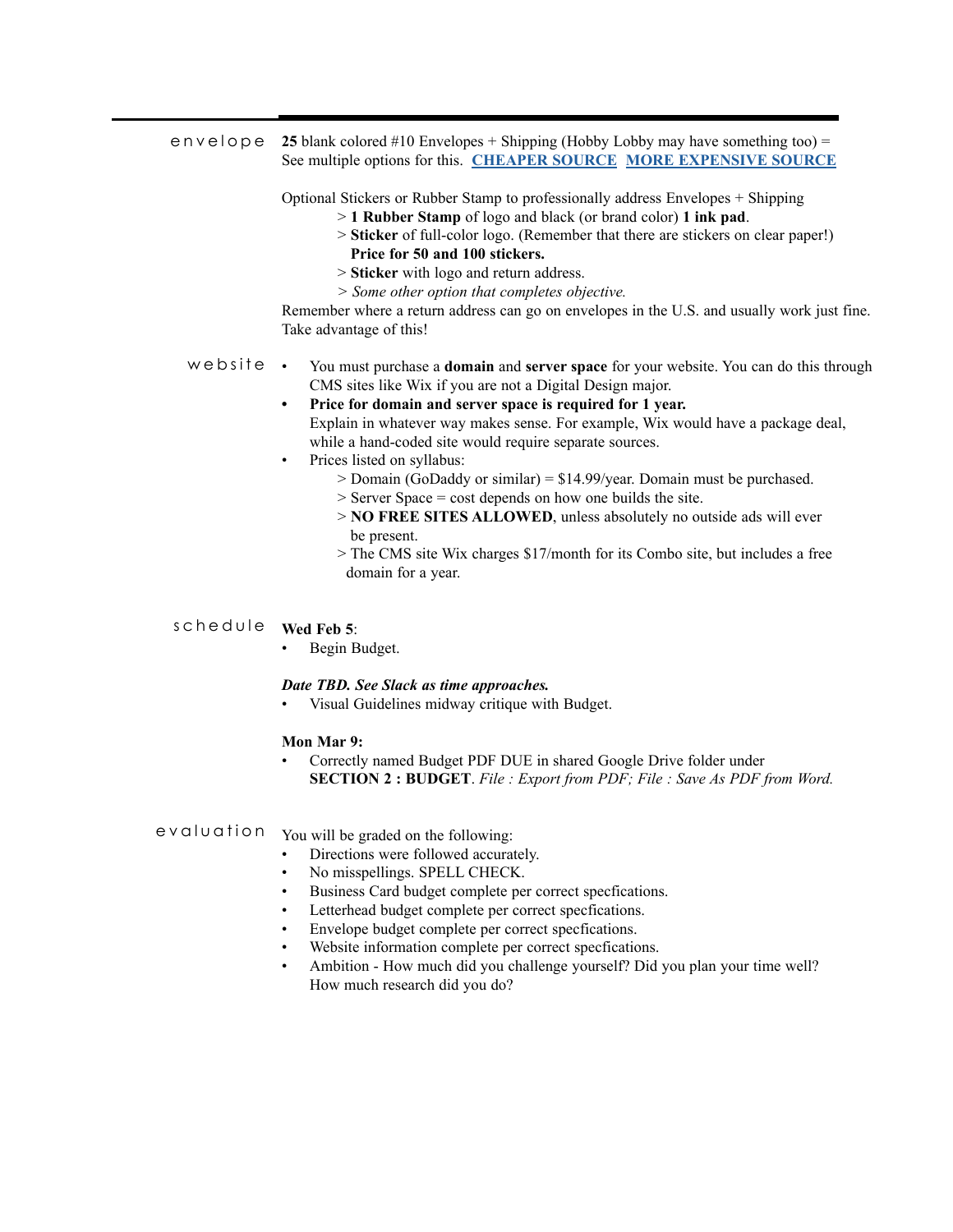## envelope

**25** blank colored #10 Envelopes + Shipping (Hobby Lobby may have something too) = See multiple options for this. **CHEAPER SOURCE** **MORE EXPENSIVE SOURCE**

Optional Stickers or Rubber Stamp to professionally address Envelopes + Shipping

> **1 Rubber Stamp** of logo and black (or brand color) **1 ink pad**.
> **Sticker** of full-color logo. (Remember that there are stickers on clear paper!) **Price for 50 and 100 stickers.**
> **Sticker** with logo and return address.
> *Some other option that completes objective.*

Remember where a return address can go on envelopes in the U.S. and usually work just fine. Take advantage of this!

## website

- You must purchase a **domain** and **server space** for your website. You can do this through CMS sites like Wix if you are not a Digital Design major.
- **Price for domain and server space is required for 1 year.** Explain in whatever way makes sense. For example, Wix would have a package deal, while a hand-coded site would require separate sources.
- Prices listed on syllabus:
  > Domain (GoDaddy or similar) = $14.99/year. Domain must be purchased.
  > Server Space = cost depends on how one builds the site.
  > **NO FREE SITES ALLOWED**, unless absolutely no outside ads will ever be present.
  > The CMS site Wix charges $17/month for its Combo site, but includes a free domain for a year.

## schedule

**Wed Feb 5**:
- Begin Budget.

***Date TBD. See Slack as time approaches.***
- Visual Guidelines midway critique with Budget.

**Mon Mar 9:**
- Correctly named Budget PDF DUE in shared Google Drive folder under **SECTION 2 : BUDGET**. *File : Export from PDF; File : Save As PDF from Word.*

## evaluation

You will be graded on the following:
- Directions were followed accurately.
- No misspellings. SPELL CHECK.
- Business Card budget complete per correct specfications.
- Letterhead budget complete per correct specfications.
- Envelope budget complete per correct specfications.
- Website information complete per correct specfications.
- Ambition - How much did you challenge yourself? Did you plan your time well? How much research did you do?